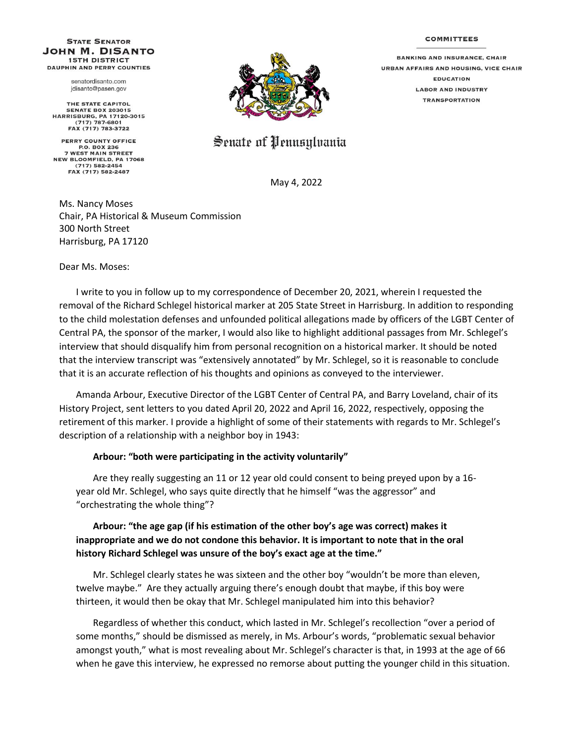**STATE SENATOR**
**JOHN M. DISANTO**
**15TH DISTRICT**
**DAUPHIN AND PERRY COUNTIES**

senatordisanto.com
jdisanto@pasen.gov

THE STATE CAPITOL
SENATE BOX 203015
HARRISBURG, PA 17120-3015
(717) 787-6801
FAX (717) 783-3722

PERRY COUNTY OFFICE
P.O. BOX 236
7 WEST MAIN STREET
NEW BLOOMFIELD, PA 17068
(717) 582-2454
FAX (717) 582-2487

Senate of Pennsylvania

**COMMITTEES**

BANKING AND INSURANCE, CHAIR
URBAN AFFAIRS AND HOUSING, VICE CHAIR
EDUCATION
LABOR AND INDUSTRY
TRANSPORTATION

May 4, 2022

Ms. Nancy Moses
Chair, PA Historical & Museum Commission
300 North Street
Harrisburg, PA 17120

Dear Ms. Moses:

I write to you in follow up to my correspondence of December 20, 2021, wherein I requested the removal of the Richard Schlegel historical marker at 205 State Street in Harrisburg. In addition to responding to the child molestation defenses and unfounded political allegations made by officers of the LGBT Center of Central PA, the sponsor of the marker, I would also like to highlight additional passages from Mr. Schlegel's interview that should disqualify him from personal recognition on a historical marker. It should be noted that the interview transcript was "extensively annotated" by Mr. Schlegel, so it is reasonable to conclude that it is an accurate reflection of his thoughts and opinions as conveyed to the interviewer.

Amanda Arbour, Executive Director of the LGBT Center of Central PA, and Barry Loveland, chair of its History Project, sent letters to you dated April 20, 2022 and April 16, 2022, respectively, opposing the retirement of this marker. I provide a highlight of some of their statements with regards to Mr. Schlegel's description of a relationship with a neighbor boy in 1943:

**Arbour: "both were participating in the activity voluntarily"**

Are they really suggesting an 11 or 12 year old could consent to being preyed upon by a 16-year old Mr. Schlegel, who says quite directly that he himself "was the aggressor" and "orchestrating the whole thing"?

**Arbour: "the age gap (if his estimation of the other boy's age was correct) makes it inappropriate and we do not condone this behavior. It is important to note that in the oral history Richard Schlegel was unsure of the boy's exact age at the time."**

Mr. Schlegel clearly states he was sixteen and the other boy "wouldn't be more than eleven, twelve maybe." Are they actually arguing there's enough doubt that maybe, if this boy were thirteen, it would then be okay that Mr. Schlegel manipulated him into this behavior?

Regardless of whether this conduct, which lasted in Mr. Schlegel's recollection "over a period of some months," should be dismissed as merely, in Ms. Arbour's words, "problematic sexual behavior amongst youth," what is most revealing about Mr. Schlegel's character is that, in 1993 at the age of 66 when he gave this interview, he expressed no remorse about putting the younger child in this situation.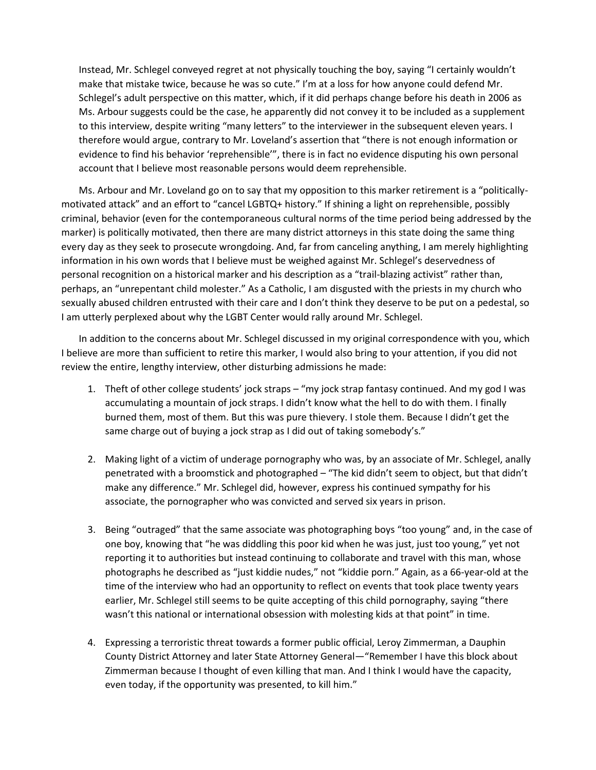Instead, Mr. Schlegel conveyed regret at not physically touching the boy, saying "I certainly wouldn't make that mistake twice, because he was so cute." I'm at a loss for how anyone could defend Mr. Schlegel's adult perspective on this matter, which, if it did perhaps change before his death in 2006 as Ms. Arbour suggests could be the case, he apparently did not convey it to be included as a supplement to this interview, despite writing "many letters" to the interviewer in the subsequent eleven years. I therefore would argue, contrary to Mr. Loveland's assertion that "there is not enough information or evidence to find his behavior 'reprehensible'", there is in fact no evidence disputing his own personal account that I believe most reasonable persons would deem reprehensible.

Ms. Arbour and Mr. Loveland go on to say that my opposition to this marker retirement is a "politically-motivated attack" and an effort to "cancel LGBTQ+ history." If shining a light on reprehensible, possibly criminal, behavior (even for the contemporaneous cultural norms of the time period being addressed by the marker) is politically motivated, then there are many district attorneys in this state doing the same thing every day as they seek to prosecute wrongdoing. And, far from canceling anything, I am merely highlighting information in his own words that I believe must be weighed against Mr. Schlegel's deservedness of personal recognition on a historical marker and his description as a "trail-blazing activist" rather than, perhaps, an "unrepentant child molester." As a Catholic, I am disgusted with the priests in my church who sexually abused children entrusted with their care and I don't think they deserve to be put on a pedestal, so I am utterly perplexed about why the LGBT Center would rally around Mr. Schlegel.

In addition to the concerns about Mr. Schlegel discussed in my original correspondence with you, which I believe are more than sufficient to retire this marker, I would also bring to your attention, if you did not review the entire, lengthy interview, other disturbing admissions he made:

1. Theft of other college students' jock straps – "my jock strap fantasy continued. And my god I was accumulating a mountain of jock straps. I didn't know what the hell to do with them. I finally burned them, most of them. But this was pure thievery. I stole them. Because I didn't get the same charge out of buying a jock strap as I did out of taking somebody's."

2. Making light of a victim of underage pornography who was, by an associate of Mr. Schlegel, anally penetrated with a broomstick and photographed – "The kid didn't seem to object, but that didn't make any difference." Mr. Schlegel did, however, express his continued sympathy for his associate, the pornographer who was convicted and served six years in prison.

3. Being "outraged" that the same associate was photographing boys "too young" and, in the case of one boy, knowing that "he was diddling this poor kid when he was just, just too young," yet not reporting it to authorities but instead continuing to collaborate and travel with this man, whose photographs he described as "just kiddie nudes," not "kiddie porn." Again, as a 66-year-old at the time of the interview who had an opportunity to reflect on events that took place twenty years earlier, Mr. Schlegel still seems to be quite accepting of this child pornography, saying "there wasn't this national or international obsession with molesting kids at that point" in time.

4. Expressing a terroristic threat towards a former public official, Leroy Zimmerman, a Dauphin County District Attorney and later State Attorney General—"Remember I have this block about Zimmerman because I thought of even killing that man. And I think I would have the capacity, even today, if the opportunity was presented, to kill him."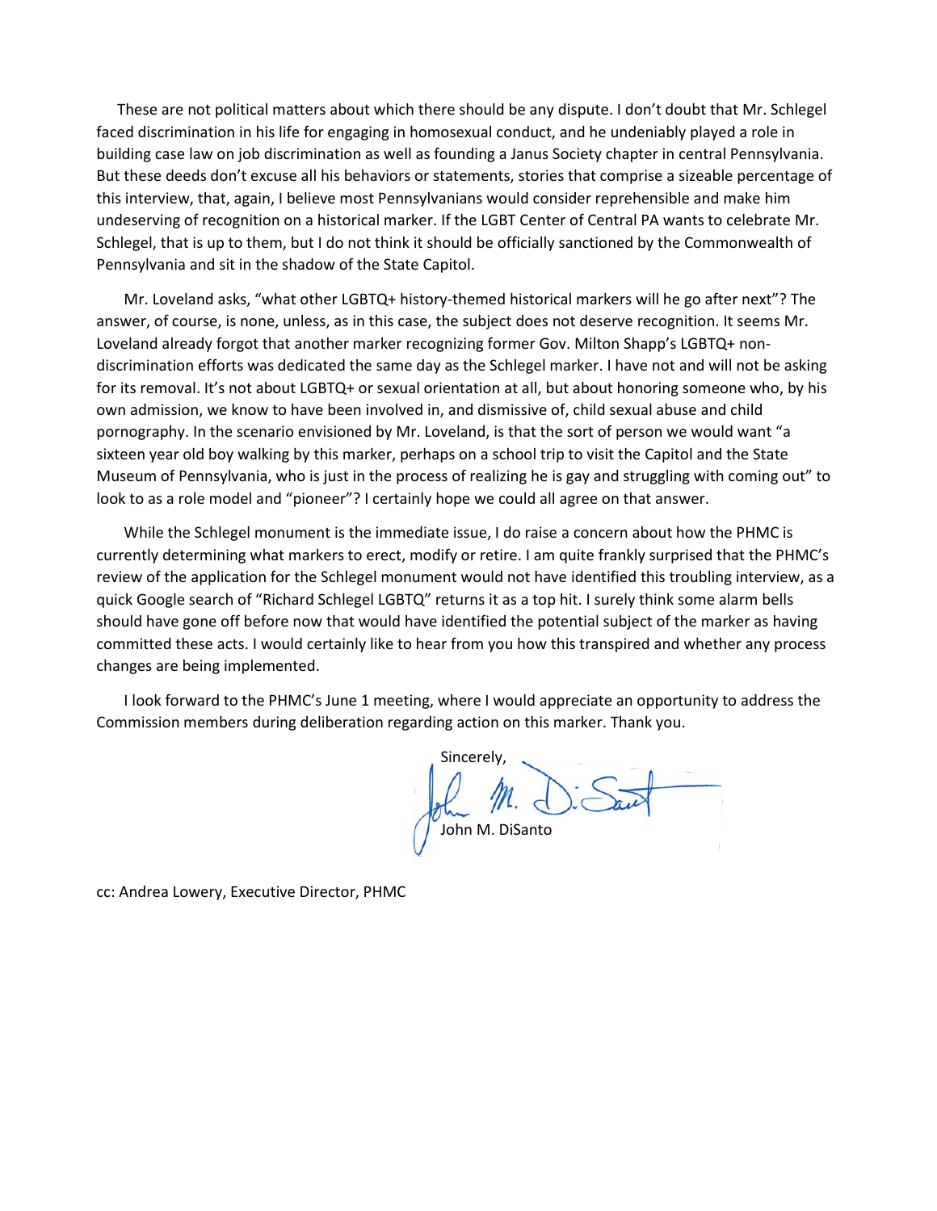These are not political matters about which there should be any dispute. I don't doubt that Mr. Schlegel faced discrimination in his life for engaging in homosexual conduct, and he undeniably played a role in building case law on job discrimination as well as founding a Janus Society chapter in central Pennsylvania. But these deeds don't excuse all his behaviors or statements, stories that comprise a sizeable percentage of this interview, that, again, I believe most Pennsylvanians would consider reprehensible and make him undeserving of recognition on a historical marker. If the LGBT Center of Central PA wants to celebrate Mr. Schlegel, that is up to them, but I do not think it should be officially sanctioned by the Commonwealth of Pennsylvania and sit in the shadow of the State Capitol.

Mr. Loveland asks, "what other LGBTQ+ history-themed historical markers will he go after next"? The answer, of course, is none, unless, as in this case, the subject does not deserve recognition. It seems Mr. Loveland already forgot that another marker recognizing former Gov. Milton Shapp's LGBTQ+ non-discrimination efforts was dedicated the same day as the Schlegel marker. I have not and will not be asking for its removal. It's not about LGBTQ+ or sexual orientation at all, but about honoring someone who, by his own admission, we know to have been involved in, and dismissive of, child sexual abuse and child pornography. In the scenario envisioned by Mr. Loveland, is that the sort of person we would want "a sixteen year old boy walking by this marker, perhaps on a school trip to visit the Capitol and the State Museum of Pennsylvania, who is just in the process of realizing he is gay and struggling with coming out" to look to as a role model and "pioneer"? I certainly hope we could all agree on that answer.

While the Schlegel monument is the immediate issue, I do raise a concern about how the PHMC is currently determining what markers to erect, modify or retire. I am quite frankly surprised that the PHMC's review of the application for the Schlegel monument would not have identified this troubling interview, as a quick Google search of "Richard Schlegel LGBTQ" returns it as a top hit. I surely think some alarm bells should have gone off before now that would have identified the potential subject of the marker as having committed these acts. I would certainly like to hear from you how this transpired and whether any process changes are being implemented.

I look forward to the PHMC's June 1 meeting, where I would appreciate an opportunity to address the Commission members during deliberation regarding action on this marker. Thank you.

Sincerely,

John M. DiSanto

cc: Andrea Lowery, Executive Director, PHMC